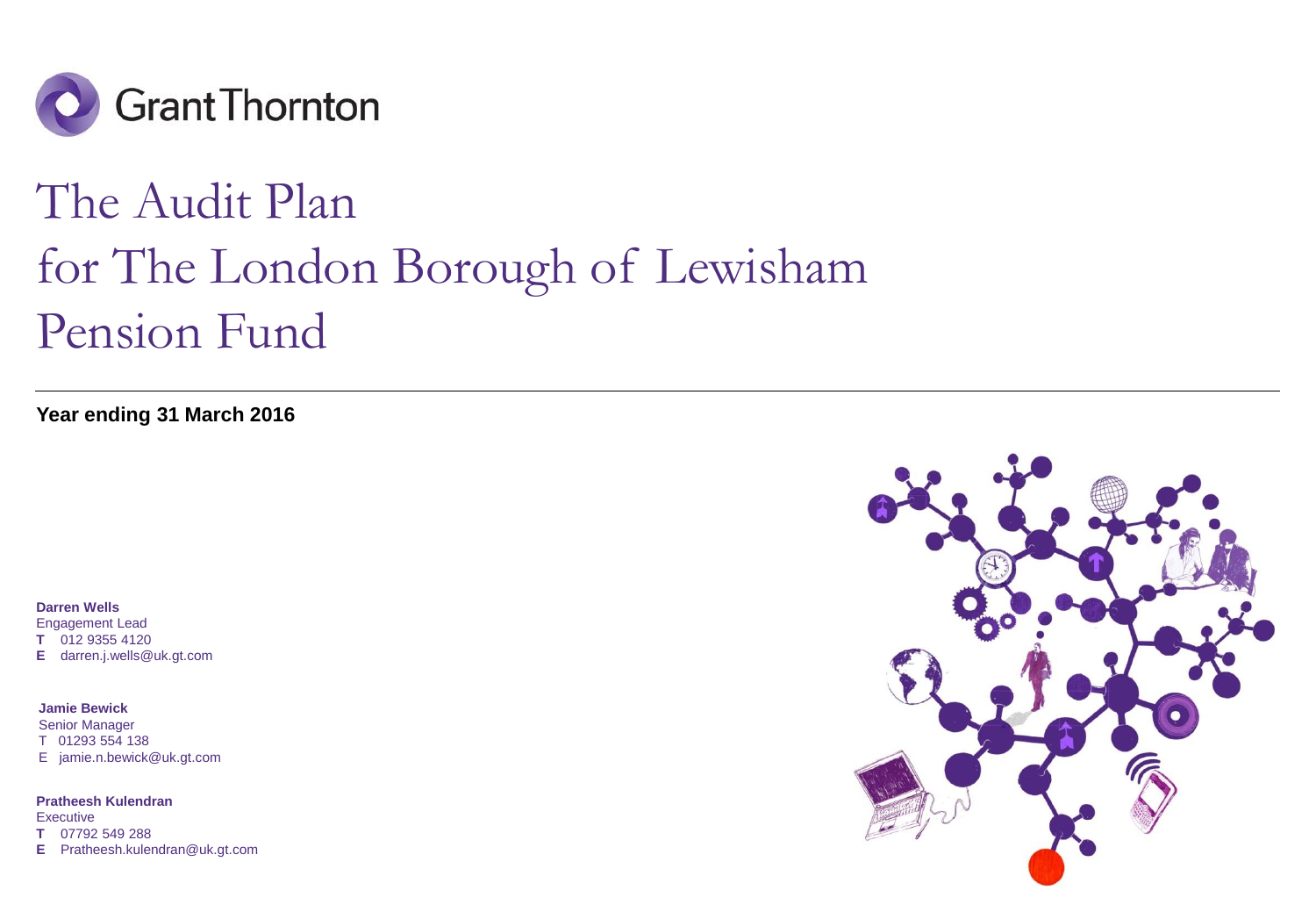Grant Thornton

# The Audit Plan for The London Borough of Lewisham Pension Fund

**Year ending 31 March 2016**

**Darren Wells**
Engagement Lead
**T** 012 9355 4120
**E** darren.j.wells@uk.gt.com

**Jamie Bewick**
Senior Manager
T 01293 554 138
E jamie.n.bewick@uk.gt.com

**Pratheesh Kulendran**
Executive
**T** 07792 549 288
**E** Pratheesh.kulendran@uk.gt.com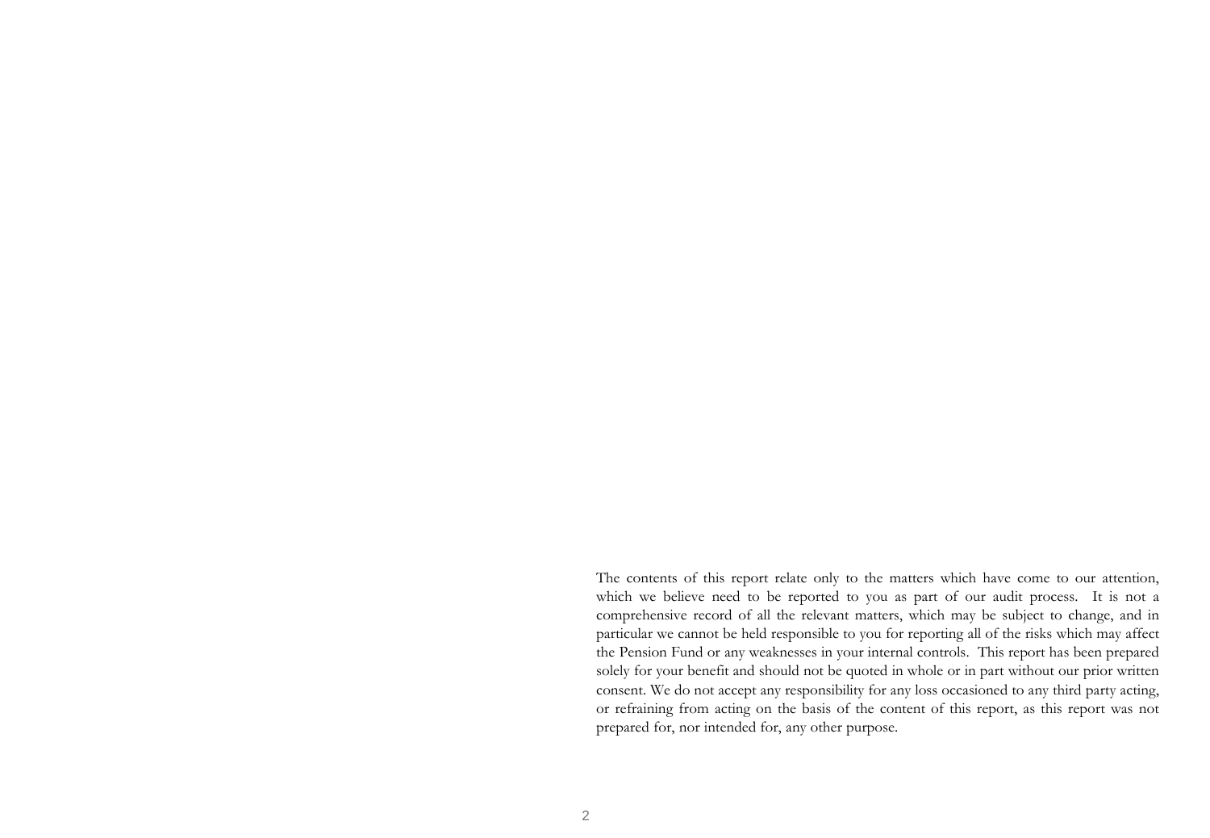The contents of this report relate only to the matters which have come to our attention, which we believe need to be reported to you as part of our audit process. It is not a comprehensive record of all the relevant matters, which may be subject to change, and in particular we cannot be held responsible to you for reporting all of the risks which may affect the Pension Fund or any weaknesses in your internal controls. This report has been prepared solely for your benefit and should not be quoted in whole or in part without our prior written consent. We do not accept any responsibility for any loss occasioned to any third party acting, or refraining from acting on the basis of the content of this report, as this report was not prepared for, nor intended for, any other purpose.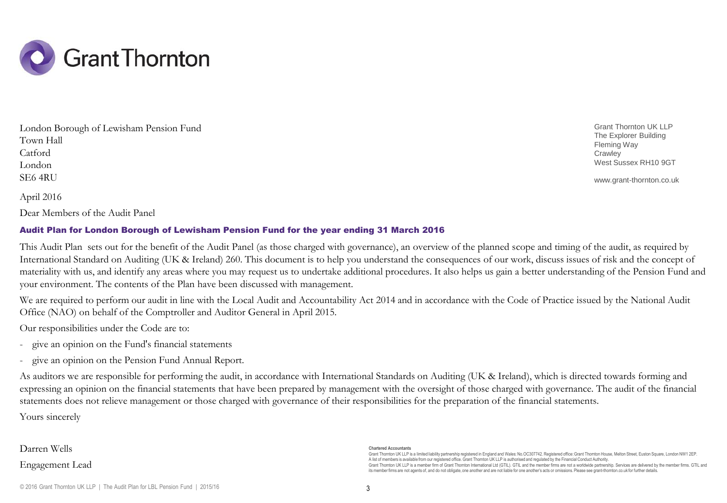Grant Thornton

London Borough of Lewisham Pension Fund
Town Hall
Catford
London
SE6 4RU

Grant Thornton UK LLP
The Explorer Building
Fleming Way
Crawley
West Sussex RH10 9GT

www.grant-thornton.co.uk

April 2016

Dear Members of the Audit Panel

### Audit Plan for London Borough of Lewisham Pension Fund for the year ending 31 March 2016

This Audit Plan sets out for the benefit of the Audit Panel (as those charged with governance), an overview of the planned scope and timing of the audit, as required by International Standard on Auditing (UK & Ireland) 260. This document is to help you understand the consequences of our work, discuss issues of risk and the concept of materiality with us, and identify any areas where you may request us to undertake additional procedures. It also helps us gain a better understanding of the Pension Fund and your environment. The contents of the Plan have been discussed with management.

We are required to perform our audit in line with the Local Audit and Accountability Act 2014 and in accordance with the Code of Practice issued by the National Audit Office (NAO) on behalf of the Comptroller and Auditor General in April 2015.

Our responsibilities under the Code are to:

- give an opinion on the Fund's financial statements
- give an opinion on the Pension Fund Annual Report.

As auditors we are responsible for performing the audit, in accordance with International Standards on Auditing (UK & Ireland), which is directed towards forming and expressing an opinion on the financial statements that have been prepared by management with the oversight of those charged with governance. The audit of the financial statements does not relieve management or those charged with governance of their responsibilities for the preparation of the financial statements.

Yours sincerely

Darren Wells

Engagement Lead

**Chartered Accountants**
Grant Thornton UK LLP is a limited liability partnership registered in England and Wales: No.OC307742. Registered office: Grant Thornton House, Melton Street, Euston Square, London NW1 2EP.
A list of members is available from our registered office. Grant Thornton UK LLP is authorised and regulated by the Financial Conduct Authority.
Grant Thornton UK LLP is a member firm of Grant Thornton International Ltd (GTIL). GTIL and the member firms are not a worldwide partnership. Services are delivered by the member firms. GTIL and its member firms are not agents of, and do not obligate, one another and are not liable for one another's acts or omissions. Please see grant-thornton.co.uk for further details.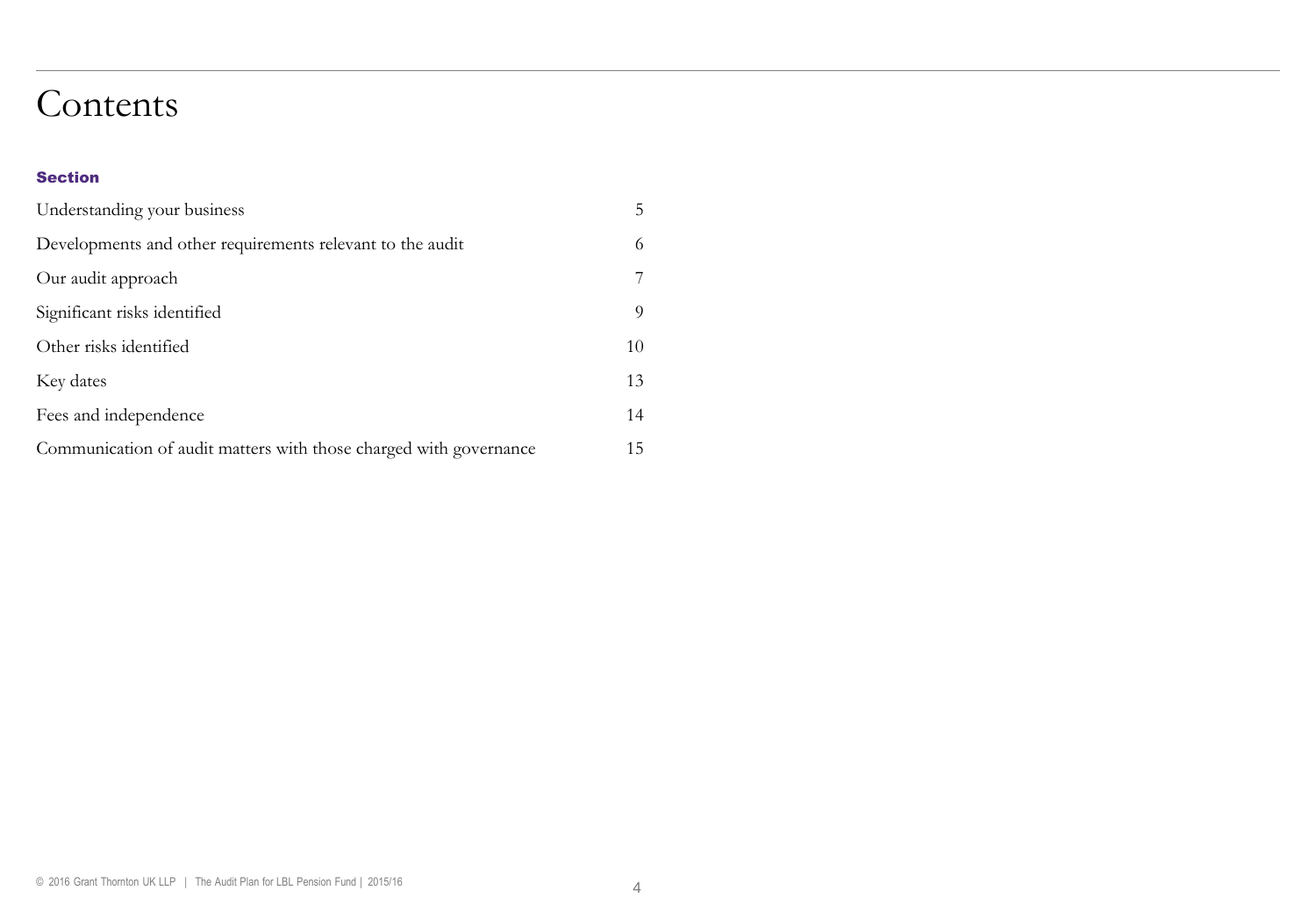# Contents

| Section | |
|---|---|
| Understanding your business | 5 |
| Developments and other requirements relevant to the audit | 6 |
| Our audit approach | 7 |
| Significant risks identified | 9 |
| Other risks identified | 10 |
| Key dates | 13 |
| Fees and independence | 14 |
| Communication of audit matters with those charged with governance | 15 |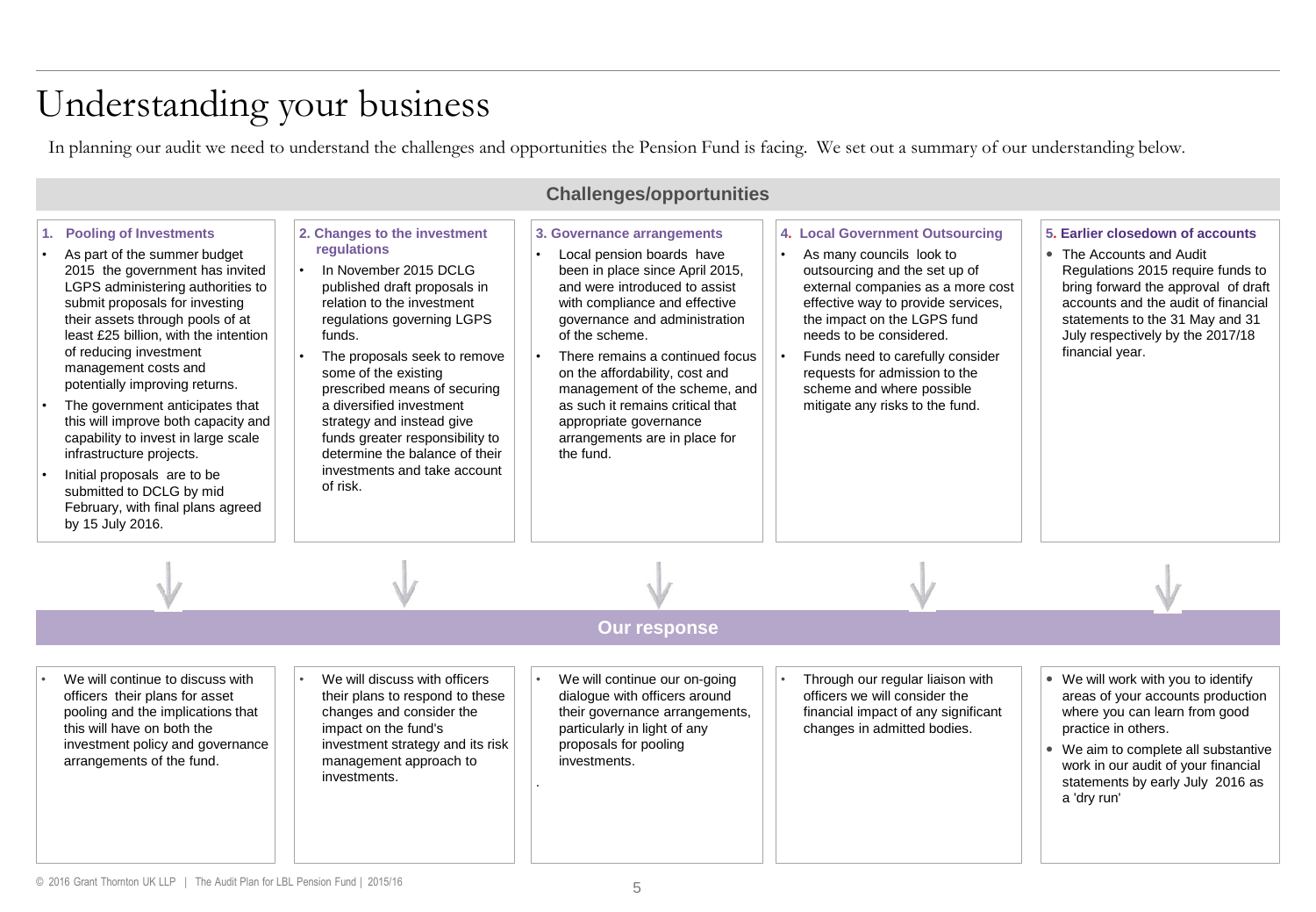# Understanding your business

In planning our audit we need to understand the challenges and opportunities the Pension Fund is facing. We set out a summary of our understanding below.

## Challenges/opportunities

### 1. Pooling of Investments

- As part of the summer budget 2015 the government has invited LGPS administering authorities to submit proposals for investing their assets through pools of at least £25 billion, with the intention of reducing investment management costs and potentially improving returns.
- The government anticipates that this will improve both capacity and capability to invest in large scale infrastructure projects.
- Initial proposals are to be submitted to DCLG by mid February, with final plans agreed by 15 July 2016.

### 2. Changes to the investment regulations

- In November 2015 DCLG published draft proposals in relation to the investment regulations governing LGPS funds.
- The proposals seek to remove some of the existing prescribed means of securing a diversified investment strategy and instead give funds greater responsibility to determine the balance of their investments and take account of risk.

### 3. Governance arrangements

- Local pension boards have been in place since April 2015, and were introduced to assist with compliance and effective governance and administration of the scheme.
- There remains a continued focus on the affordability, cost and management of the scheme, and as such it remains critical that appropriate governance arrangements are in place for the fund.

### 4. Local Government Outsourcing

- As many councils look to outsourcing and the set up of external companies as a more cost effective way to provide services, the impact on the LGPS fund needs to be considered.
- Funds need to carefully consider requests for admission to the scheme and where possible mitigate any risks to the fund.

### 5. Earlier closedown of accounts

- The Accounts and Audit Regulations 2015 require funds to bring forward the approval of draft accounts and the audit of financial statements to the 31 May and 31 July respectively by the 2017/18 financial year.

## Our response

**1. Pooling of Investments**

- We will continue to discuss with officers their plans for asset pooling and the implications that this will have on both the investment policy and governance arrangements of the fund.

**2. Changes to the investment regulations**

- We will discuss with officers their plans to respond to these changes and consider the impact on the fund's investment strategy and its risk management approach to investments.

**3. Governance arrangements**

- We will continue our on-going dialogue with officers around their governance arrangements, particularly in light of any proposals for pooling investments.

**4. Local Government Outsourcing**

- Through our regular liaison with officers we will consider the financial impact of any significant changes in admitted bodies.

**5. Earlier closedown of accounts**

- We will work with you to identify areas of your accounts production where you can learn from good practice in others.
- We aim to complete all substantive work in our audit of your financial statements by early July 2016 as a 'dry run'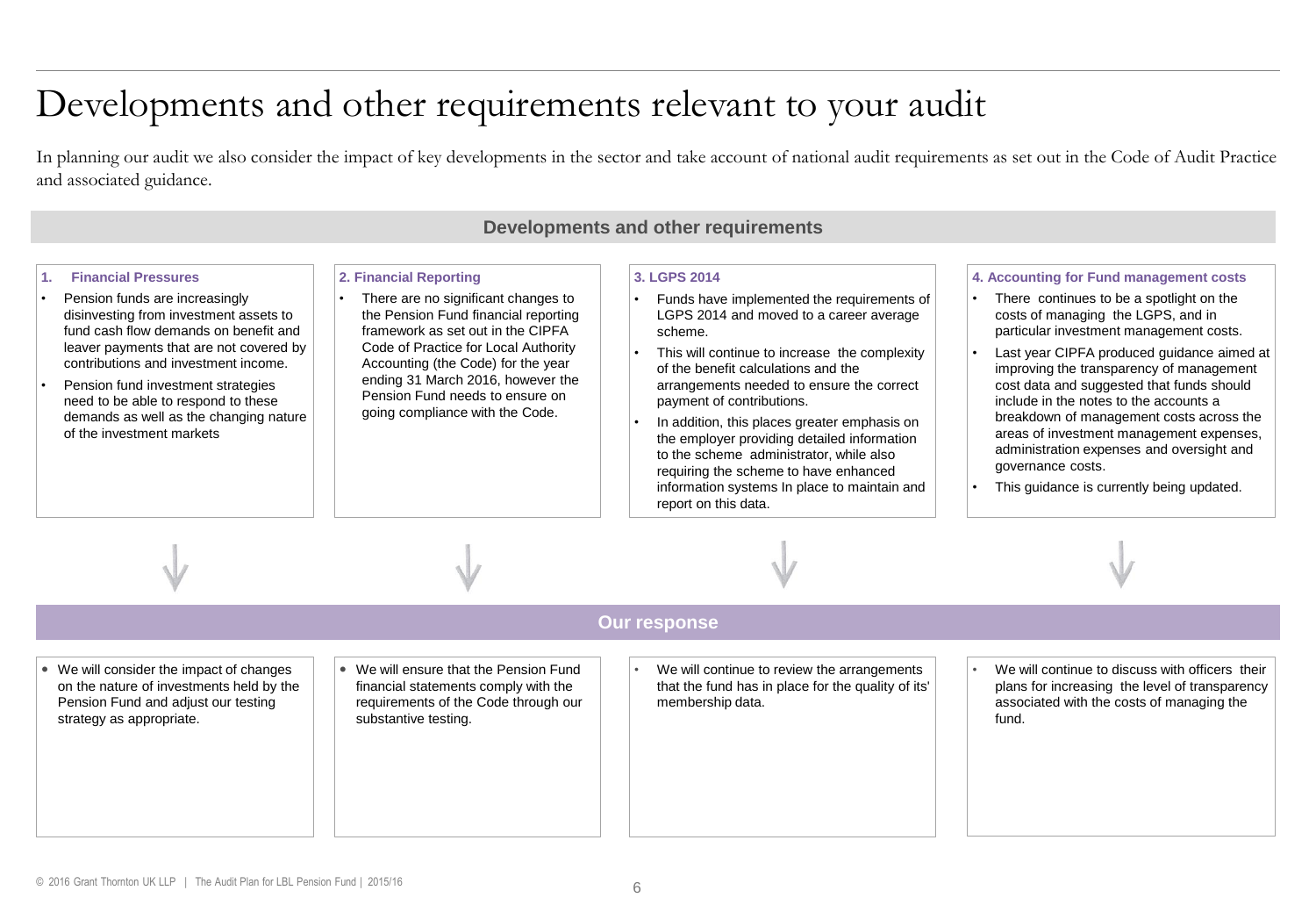# Developments and other requirements relevant to your audit

In planning our audit we also consider the impact of key developments in the sector and take account of national audit requirements as set out in the Code of Audit Practice and associated guidance.

## Developments and other requirements

### 1. Financial Pressures

- Pension funds are increasingly disinvesting from investment assets to fund cash flow demands on benefit and leaver payments that are not covered by contributions and investment income.
- Pension fund investment strategies need to be able to respond to these demands as well as the changing nature of the investment markets

**Our response**

- We will consider the impact of changes on the nature of investments held by the Pension Fund and adjust our testing strategy as appropriate.

### 2. Financial Reporting

- There are no significant changes to the Pension Fund financial reporting framework as set out in the CIPFA Code of Practice for Local Authority Accounting (the Code) for the year ending 31 March 2016, however the Pension Fund needs to ensure on going compliance with the Code.

**Our response**

- We will ensure that the Pension Fund financial statements comply with the requirements of the Code through our substantive testing.

### 3. LGPS 2014

- Funds have implemented the requirements of LGPS 2014 and moved to a career average scheme.
- This will continue to increase the complexity of the benefit calculations and the arrangements needed to ensure the correct payment of contributions.
- In addition, this places greater emphasis on the employer providing detailed information to the scheme administrator, while also requiring the scheme to have enhanced information systems In place to maintain and report on this data.

**Our response**

- We will continue to review the arrangements that the fund has in place for the quality of its' membership data.

### 4. Accounting for Fund management costs

- There continues to be a spotlight on the costs of managing the LGPS, and in particular investment management costs.
- Last year CIPFA produced guidance aimed at improving the transparency of management cost data and suggested that funds should include in the notes to the accounts a breakdown of management costs across the areas of investment management expenses, administration expenses and oversight and governance costs.
- This guidance is currently being updated.

**Our response**

- We will continue to discuss with officers their plans for increasing the level of transparency associated with the costs of managing the fund.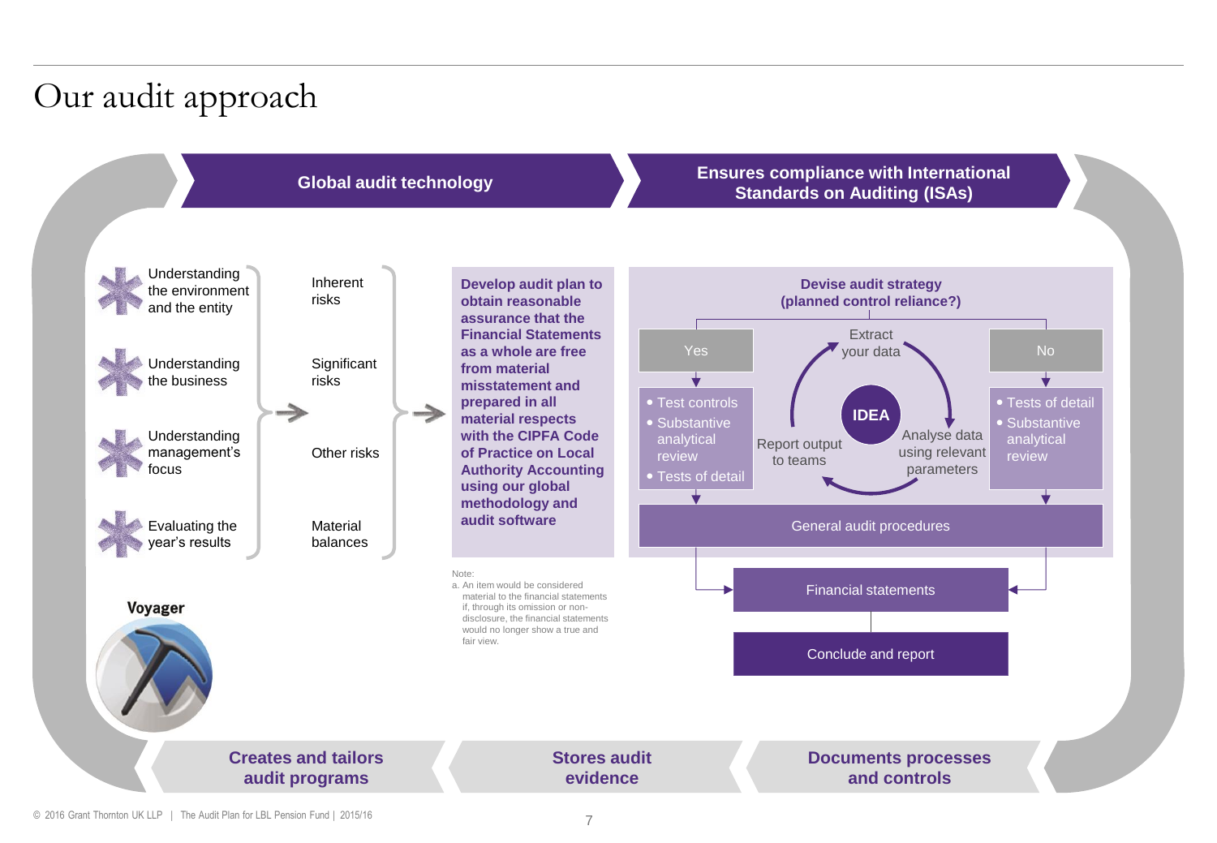# Our audit approach

**Global audit technology**

**Ensures compliance with International Standards on Auditing (ISAs)**

- Understanding the environment and the entity
- Understanding the business
- Understanding management's focus
- Evaluating the year's results

→

- Inherent risks
- Significant risks
- Other risks
- Material balances

→

**Develop audit plan to obtain reasonable assurance that the Financial Statements as a whole are free from material misstatement and prepared in all material respects with the CIPFA Code of Practice on Local Authority Accounting using our global methodology and audit software**

Note:
a. An item would be considered material to the financial statements if, through its omission or non-disclosure, the financial statements would no longer show a true and fair view.

**Devise audit strategy (planned control reliance?)**

Yes:
- Test controls
- Substantive analytical review
- Tests of detail

No:
- Tests of detail
- Substantive analytical review

IDEA: Extract your data → Analyse data using relevant parameters → Report output to teams

General audit procedures

Financial statements

Conclude and report

**Voyager**

**Creates and tailors audit programs**

**Stores audit evidence**

**Documents processes and controls**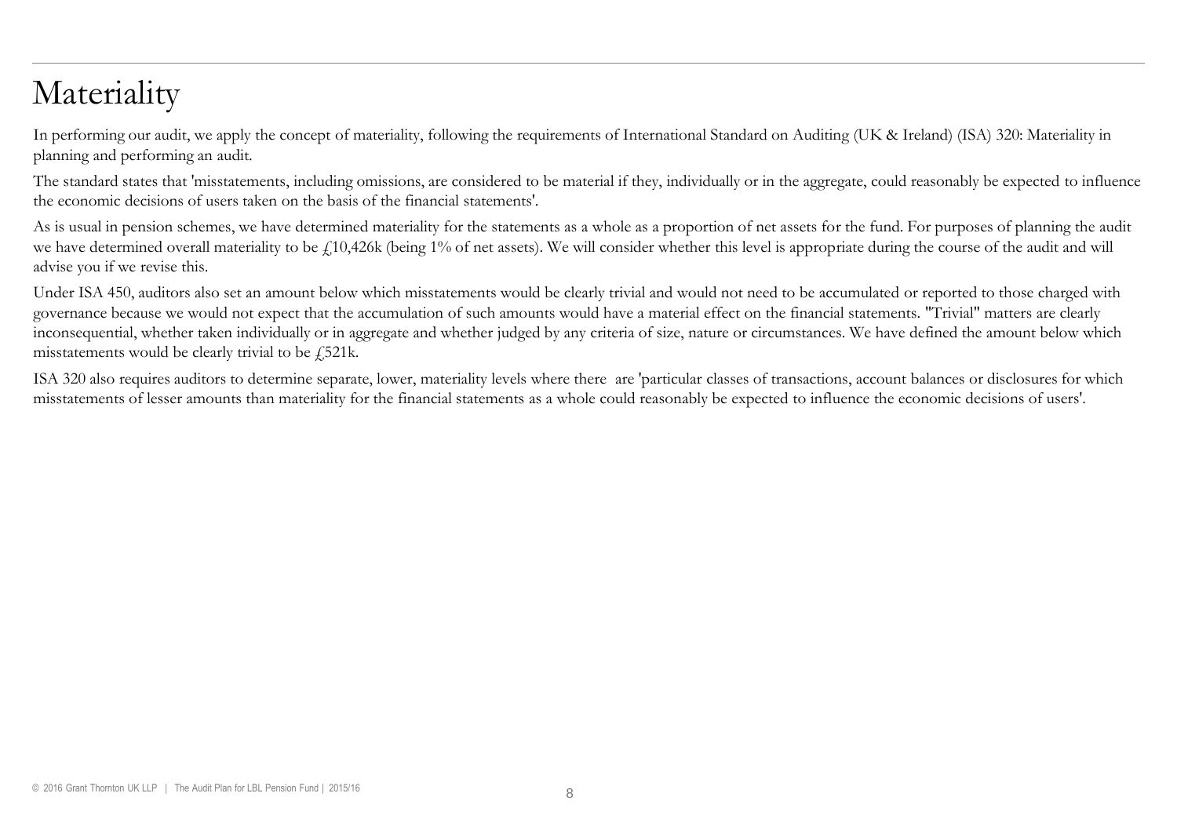# Materiality

In performing our audit, we apply the concept of materiality, following the requirements of International Standard on Auditing (UK & Ireland) (ISA) 320: Materiality in planning and performing an audit.

The standard states that 'misstatements, including omissions, are considered to be material if they, individually or in the aggregate, could reasonably be expected to influence the economic decisions of users taken on the basis of the financial statements'.

As is usual in pension schemes, we have determined materiality for the statements as a whole as a proportion of net assets for the fund. For purposes of planning the audit we have determined overall materiality to be £10,426k (being 1% of net assets). We will consider whether this level is appropriate during the course of the audit and will advise you if we revise this.

Under ISA 450, auditors also set an amount below which misstatements would be clearly trivial and would not need to be accumulated or reported to those charged with governance because we would not expect that the accumulation of such amounts would have a material effect on the financial statements. "Trivial" matters are clearly inconsequential, whether taken individually or in aggregate and whether judged by any criteria of size, nature or circumstances. We have defined the amount below which misstatements would be clearly trivial to be £521k.

ISA 320 also requires auditors to determine separate, lower, materiality levels where there are 'particular classes of transactions, account balances or disclosures for which misstatements of lesser amounts than materiality for the financial statements as a whole could reasonably be expected to influence the economic decisions of users'.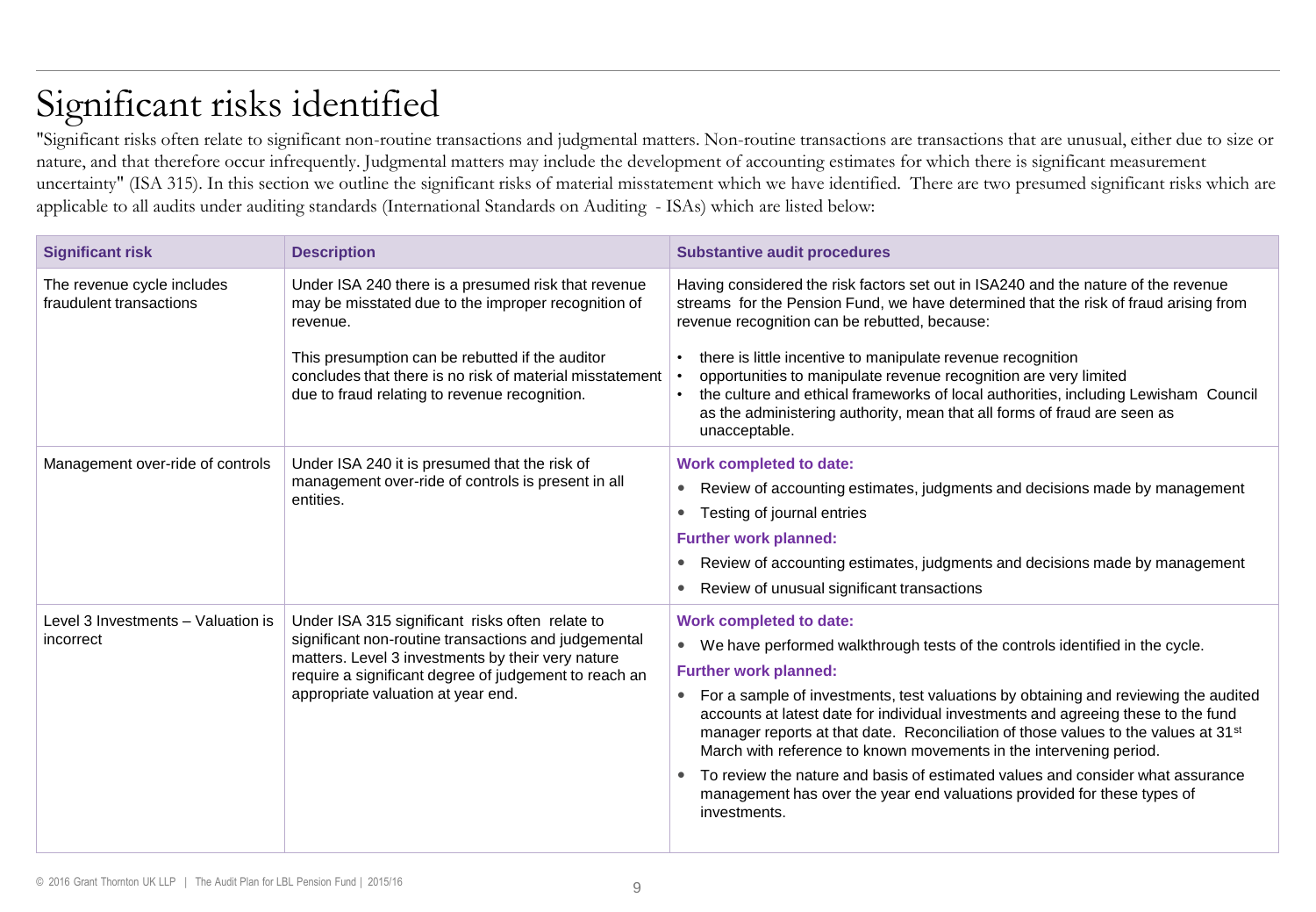# Significant risks identified

"Significant risks often relate to significant non-routine transactions and judgmental matters. Non-routine transactions are transactions that are unusual, either due to size or nature, and that therefore occur infrequently. Judgmental matters may include the development of accounting estimates for which there is significant measurement uncertainty" (ISA 315). In this section we outline the significant risks of material misstatement which we have identified. There are two presumed significant risks which are applicable to all audits under auditing standards (International Standards on Auditing - ISAs) which are listed below:

| Significant risk | Description | Substantive audit procedures |
|---|---|---|
| The revenue cycle includes fraudulent transactions | Under ISA 240 there is a presumed risk that revenue may be misstated due to the improper recognition of revenue.<br><br>This presumption can be rebutted if the auditor concludes that there is no risk of material misstatement due to fraud relating to revenue recognition. | Having considered the risk factors set out in ISA240 and the nature of the revenue streams for the Pension Fund, we have determined that the risk of fraud arising from revenue recognition can be rebutted, because:<br><br>• there is little incentive to manipulate revenue recognition<br>• opportunities to manipulate revenue recognition are very limited<br>• the culture and ethical frameworks of local authorities, including Lewisham Council as the administering authority, mean that all forms of fraud are seen as unacceptable. |
| Management over-ride of controls | Under ISA 240 it is presumed that the risk of management over-ride of controls is present in all entities. | **Work completed to date:**<br>• Review of accounting estimates, judgments and decisions made by management<br>• Testing of journal entries<br>**Further work planned:**<br>• Review of accounting estimates, judgments and decisions made by management<br>• Review of unusual significant transactions |
| Level 3 Investments – Valuation is incorrect | Under ISA 315 significant risks often relate to significant non-routine transactions and judgemental matters. Level 3 investments by their very nature require a significant degree of judgement to reach an appropriate valuation at year end. | **Work completed to date:**<br>• We have performed walkthrough tests of the controls identified in the cycle.<br>**Further work planned:**<br>• For a sample of investments, test valuations by obtaining and reviewing the audited accounts at latest date for individual investments and agreeing these to the fund manager reports at that date. Reconciliation of those values to the values at 31st March with reference to known movements in the intervening period.<br>• To review the nature and basis of estimated values and consider what assurance management has over the year end valuations provided for these types of investments. |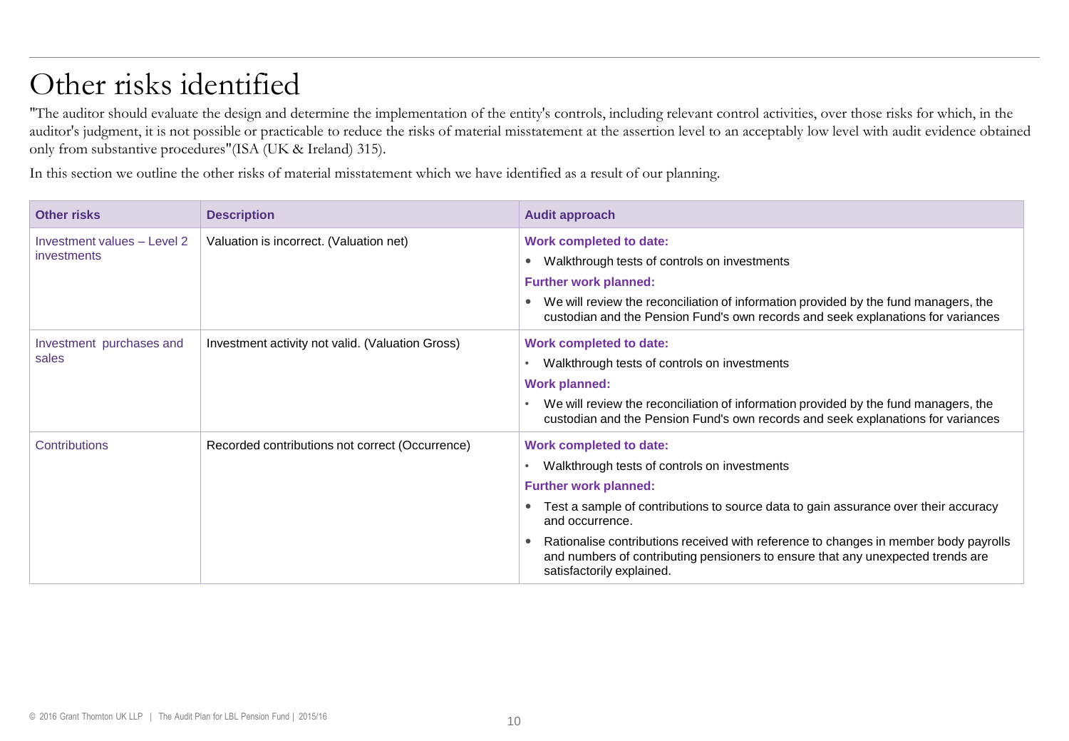# Other risks identified

"The auditor should evaluate the design and determine the implementation of the entity's controls, including relevant control activities, over those risks for which, in the auditor's judgment, it is not possible or practicable to reduce the risks of material misstatement at the assertion level to an acceptably low level with audit evidence obtained only from substantive procedures"(ISA (UK & Ireland) 315).

In this section we outline the other risks of material misstatement which we have identified as a result of our planning.

| Other risks | Description | Audit approach |
|---|---|---|
| Investment values – Level 2 investments | Valuation is incorrect. (Valuation net) | **Work completed to date:**<br>• Walkthrough tests of controls on investments<br>**Further work planned:**<br>• We will review the reconciliation of information provided by the fund managers, the custodian and the Pension Fund's own records and seek explanations for variances |
| Investment purchases and sales | Investment activity not valid. (Valuation Gross) | **Work completed to date:**<br>• Walkthrough tests of controls on investments<br>**Work planned:**<br>• We will review the reconciliation of information provided by the fund managers, the custodian and the Pension Fund's own records and seek explanations for variances |
| Contributions | Recorded contributions not correct (Occurrence) | **Work completed to date:**<br>• Walkthrough tests of controls on investments<br>**Further work planned:**<br>• Test a sample of contributions to source data to gain assurance over their accuracy and occurrence.<br>• Rationalise contributions received with reference to changes in member body payrolls and numbers of contributing pensioners to ensure that any unexpected trends are satisfactorily explained. |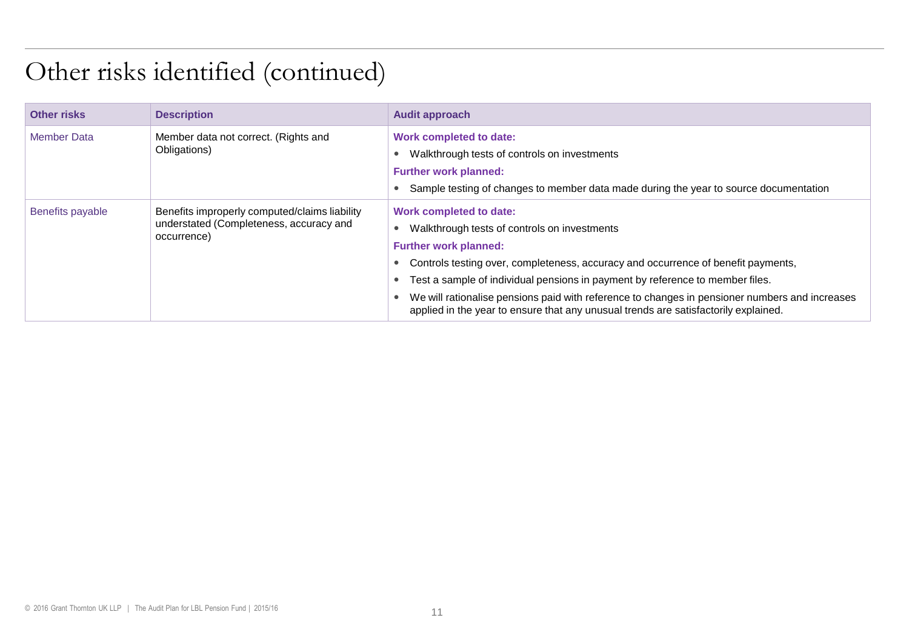# Other risks identified (continued)

| Other risks | Description | Audit approach |
|---|---|---|
| Member Data | Member data not correct. (Rights and Obligations) | **Work completed to date:**<br>• Walkthrough tests of controls on investments<br>**Further work planned:**<br>• Sample testing of changes to member data made during the year to source documentation |
| Benefits payable | Benefits improperly computed/claims liability understated (Completeness, accuracy and occurrence) | **Work completed to date:**<br>• Walkthrough tests of controls on investments<br>**Further work planned:**<br>• Controls testing over, completeness, accuracy and occurrence of benefit payments,<br>• Test a sample of individual pensions in payment by reference to member files.<br>• We will rationalise pensions paid with reference to changes in pensioner numbers and increases applied in the year to ensure that any unusual trends are satisfactorily explained. |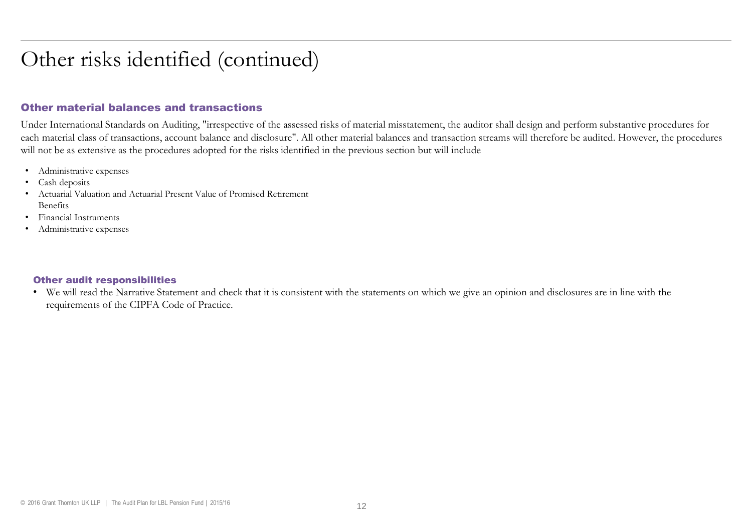# Other risks identified (continued)

## Other material balances and transactions

Under International Standards on Auditing, "irrespective of the assessed risks of material misstatement, the auditor shall design and perform substantive procedures for each material class of transactions, account balance and disclosure". All other material balances and transaction streams will therefore be audited. However, the procedures will not be as extensive as the procedures adopted for the risks identified in the previous section but will include

- Administrative expenses
- Cash deposits
- Actuarial Valuation and Actuarial Present Value of Promised Retirement Benefits
- Financial Instruments
- Administrative expenses

## Other audit responsibilities

- We will read the Narrative Statement and check that it is consistent with the statements on which we give an opinion and disclosures are in line with the requirements of the CIPFA Code of Practice.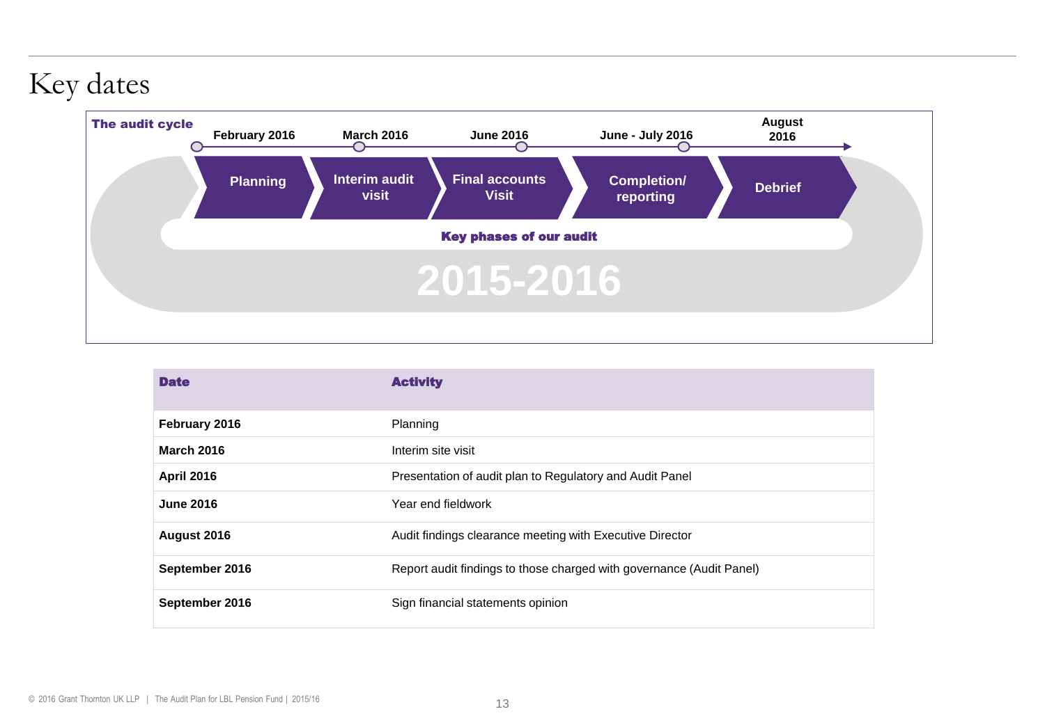# Key dates

**The audit cycle**

| February 2016 | March 2016 | June 2016 | June - July 2016 | August 2016 |
|---|---|---|---|---|
| Planning | Interim audit visit | Final accounts Visit | Completion/ reporting | Debrief |

**Key phases of our audit**

**2015-2016**

| Date | Activity |
|---|---|
| **February 2016** | Planning |
| **March 2016** | Interim site visit |
| **April 2016** | Presentation of audit plan to Regulatory and Audit Panel |
| **June 2016** | Year end fieldwork |
| **August 2016** | Audit findings clearance meeting with Executive Director |
| **September 2016** | Report audit findings to those charged with governance (Audit Panel) |
| **September 2016** | Sign financial statements opinion |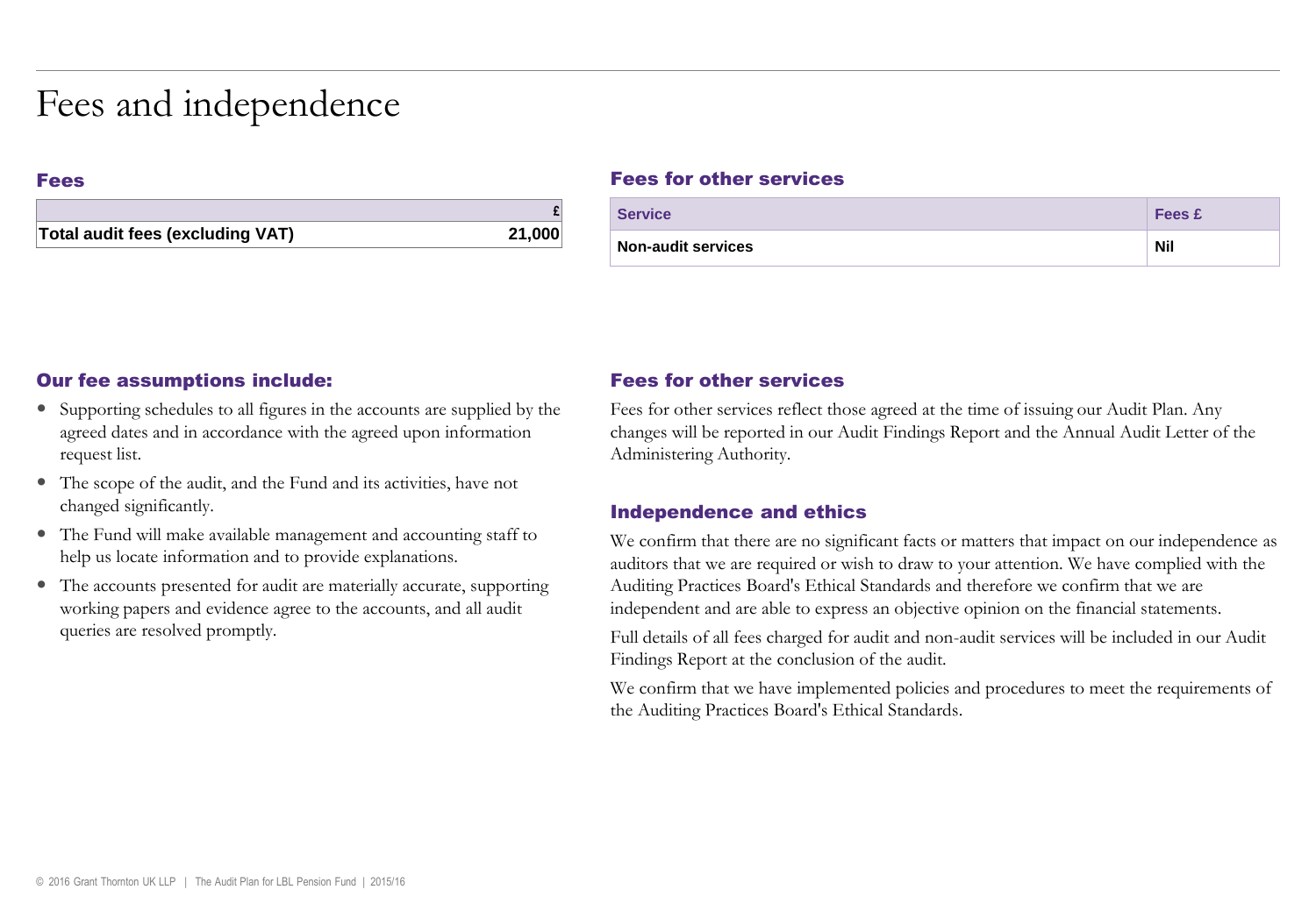# Fees and independence

## Fees

| | £ |
|---|---|
| **Total audit fees (excluding VAT)** | **21,000** |

## Our fee assumptions include:

- Supporting schedules to all figures in the accounts are supplied by the agreed dates and in accordance with the agreed upon information request list.
- The scope of the audit, and the Fund and its activities, have not changed significantly.
- The Fund will make available management and accounting staff to help us locate information and to provide explanations.
- The accounts presented for audit are materially accurate, supporting working papers and evidence agree to the accounts, and all audit queries are resolved promptly.

## Fees for other services

| Service | Fees £ |
|---|---|
| **Non-audit services** | **Nil** |

## Fees for other services

Fees for other services reflect those agreed at the time of issuing our Audit Plan. Any changes will be reported in our Audit Findings Report and the Annual Audit Letter of the Administering Authority.

## Independence and ethics

We confirm that there are no significant facts or matters that impact on our independence as auditors that we are required or wish to draw to your attention. We have complied with the Auditing Practices Board's Ethical Standards and therefore we confirm that we are independent and are able to express an objective opinion on the financial statements.

Full details of all fees charged for audit and non-audit services will be included in our Audit Findings Report at the conclusion of the audit.

We confirm that we have implemented policies and procedures to meet the requirements of the Auditing Practices Board's Ethical Standards.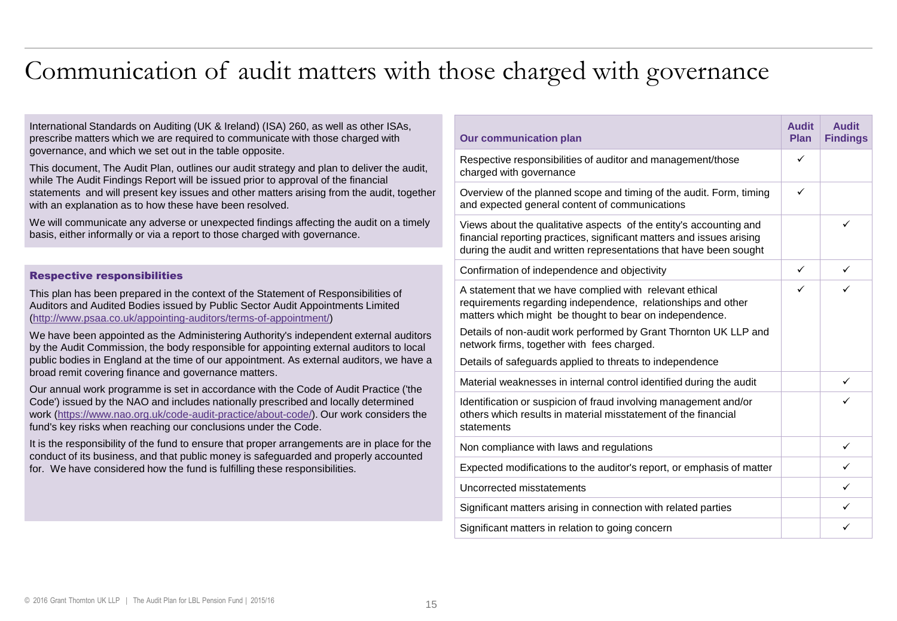# Communication of audit matters with those charged with governance

International Standards on Auditing (UK & Ireland) (ISA) 260, as well as other ISAs, prescribe matters which we are required to communicate with those charged with governance, and which we set out in the table opposite.

This document, The Audit Plan, outlines our audit strategy and plan to deliver the audit, while The Audit Findings Report will be issued prior to approval of the financial statements and will present key issues and other matters arising from the audit, together with an explanation as to how these have been resolved.

We will communicate any adverse or unexpected findings affecting the audit on a timely basis, either informally or via a report to those charged with governance.

### Respective responsibilities

This plan has been prepared in the context of the Statement of Responsibilities of Auditors and Audited Bodies issued by Public Sector Audit Appointments Limited (http://www.psaa.co.uk/appointing-auditors/terms-of-appointment/)

We have been appointed as the Administering Authority's independent external auditors by the Audit Commission, the body responsible for appointing external auditors to local public bodies in England at the time of our appointment. As external auditors, we have a broad remit covering finance and governance matters.

Our annual work programme is set in accordance with the Code of Audit Practice ('the Code') issued by the NAO and includes nationally prescribed and locally determined work (https://www.nao.org.uk/code-audit-practice/about-code/). Our work considers the fund's key risks when reaching our conclusions under the Code.

It is the responsibility of the fund to ensure that proper arrangements are in place for the conduct of its business, and that public money is safeguarded and properly accounted for. We have considered how the fund is fulfilling these responsibilities.

| Our communication plan | Audit Plan | Audit Findings |
|---|---|---|
| Respective responsibilities of auditor and management/those charged with governance | ✓ | |
| Overview of the planned scope and timing of the audit. Form, timing and expected general content of communications | ✓ | |
| Views about the qualitative aspects of the entity's accounting and financial reporting practices, significant matters and issues arising during the audit and written representations that have been sought | | ✓ |
| Confirmation of independence and objectivity | ✓ | ✓ |
| A statement that we have complied with relevant ethical requirements regarding independence, relationships and other matters which might be thought to bear on independence.<br>Details of non-audit work performed by Grant Thornton UK LLP and network firms, together with fees charged.<br>Details of safeguards applied to threats to independence | ✓ | ✓ |
| Material weaknesses in internal control identified during the audit | | ✓ |
| Identification or suspicion of fraud involving management and/or others which results in material misstatement of the financial statements | | ✓ |
| Non compliance with laws and regulations | | ✓ |
| Expected modifications to the auditor's report, or emphasis of matter | | ✓ |
| Uncorrected misstatements | | ✓ |
| Significant matters arising in connection with related parties | | ✓ |
| Significant matters in relation to going concern | | ✓ |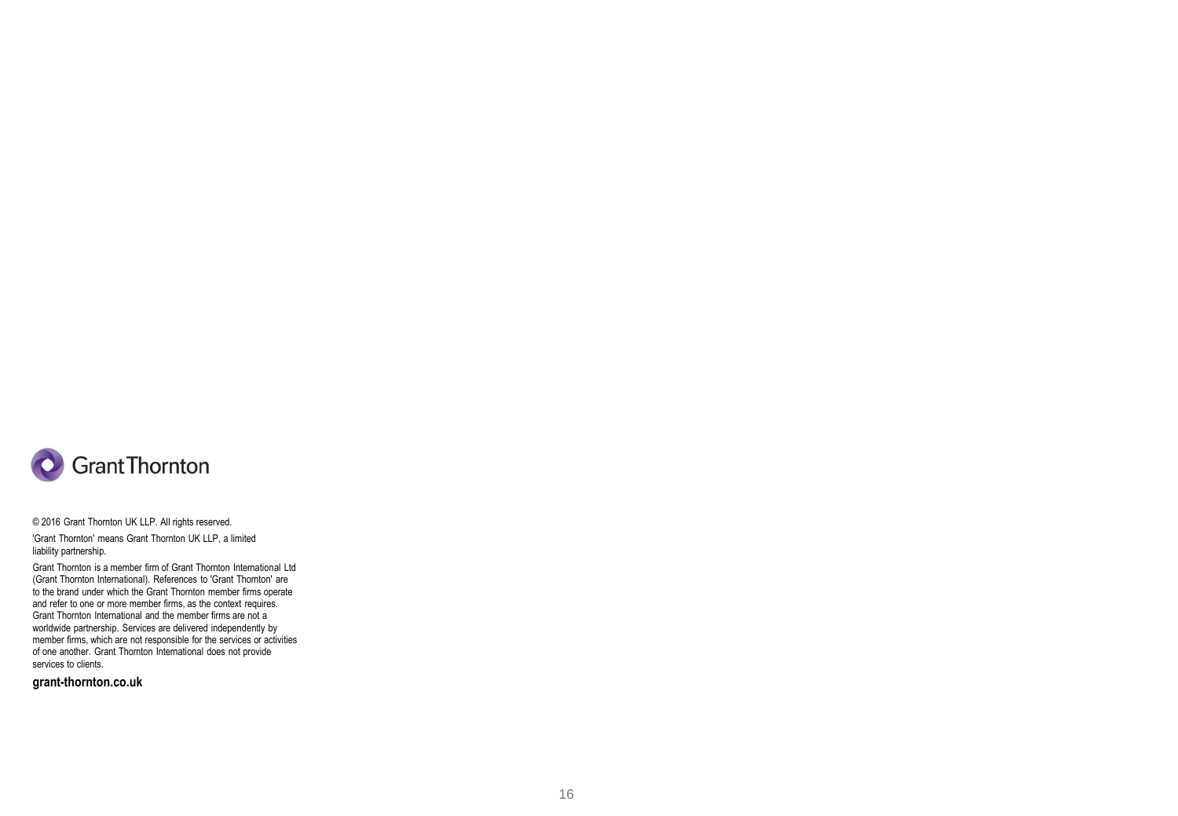Grant Thornton

© 2016 Grant Thornton UK LLP. All rights reserved.

'Grant Thornton' means Grant Thornton UK LLP, a limited liability partnership.

Grant Thornton is a member firm of Grant Thornton International Ltd (Grant Thornton International). References to 'Grant Thornton' are to the brand under which the Grant Thornton member firms operate and refer to one or more member firms, as the context requires. Grant Thornton International and the member firms are not a worldwide partnership. Services are delivered independently by member firms, which are not responsible for the services or activities of one another. Grant Thornton International does not provide services to clients.

**grant-thornton.co.uk**